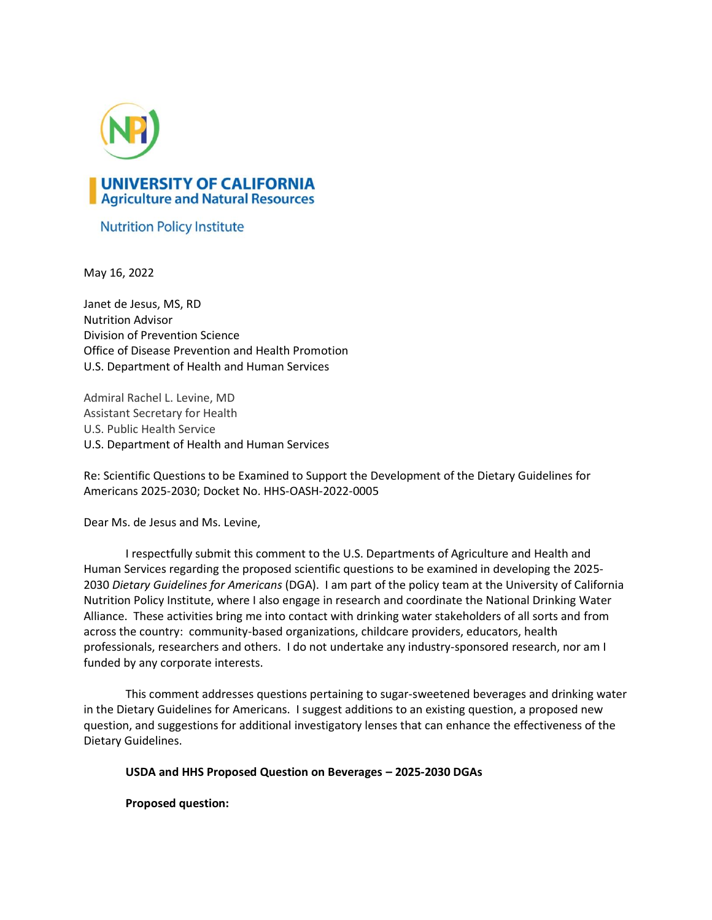UNIVERSITY OF CALIFORNIA
Agriculture and Natural Resources

Nutrition Policy Institute

May 16, 2022

Janet de Jesus, MS, RD
Nutrition Advisor
Division of Prevention Science
Office of Disease Prevention and Health Promotion
U.S. Department of Health and Human Services

Admiral Rachel L. Levine, MD
Assistant Secretary for Health
U.S. Public Health Service
U.S. Department of Health and Human Services

Re: Scientific Questions to be Examined to Support the Development of the Dietary Guidelines for Americans 2025-2030; Docket No. HHS-OASH-2022-0005

Dear Ms. de Jesus and Ms. Levine,

I respectfully submit this comment to the U.S. Departments of Agriculture and Health and Human Services regarding the proposed scientific questions to be examined in developing the 2025-2030 *Dietary Guidelines for Americans* (DGA). I am part of the policy team at the University of California Nutrition Policy Institute, where I also engage in research and coordinate the National Drinking Water Alliance. These activities bring me into contact with drinking water stakeholders of all sorts and from across the country: community-based organizations, childcare providers, educators, health professionals, researchers and others. I do not undertake any industry-sponsored research, nor am I funded by any corporate interests.

This comment addresses questions pertaining to sugar-sweetened beverages and drinking water in the Dietary Guidelines for Americans. I suggest additions to an existing question, a proposed new question, and suggestions for additional investigatory lenses that can enhance the effectiveness of the Dietary Guidelines.

**USDA and HHS Proposed Question on Beverages – 2025-2030 DGAs**

**Proposed question:**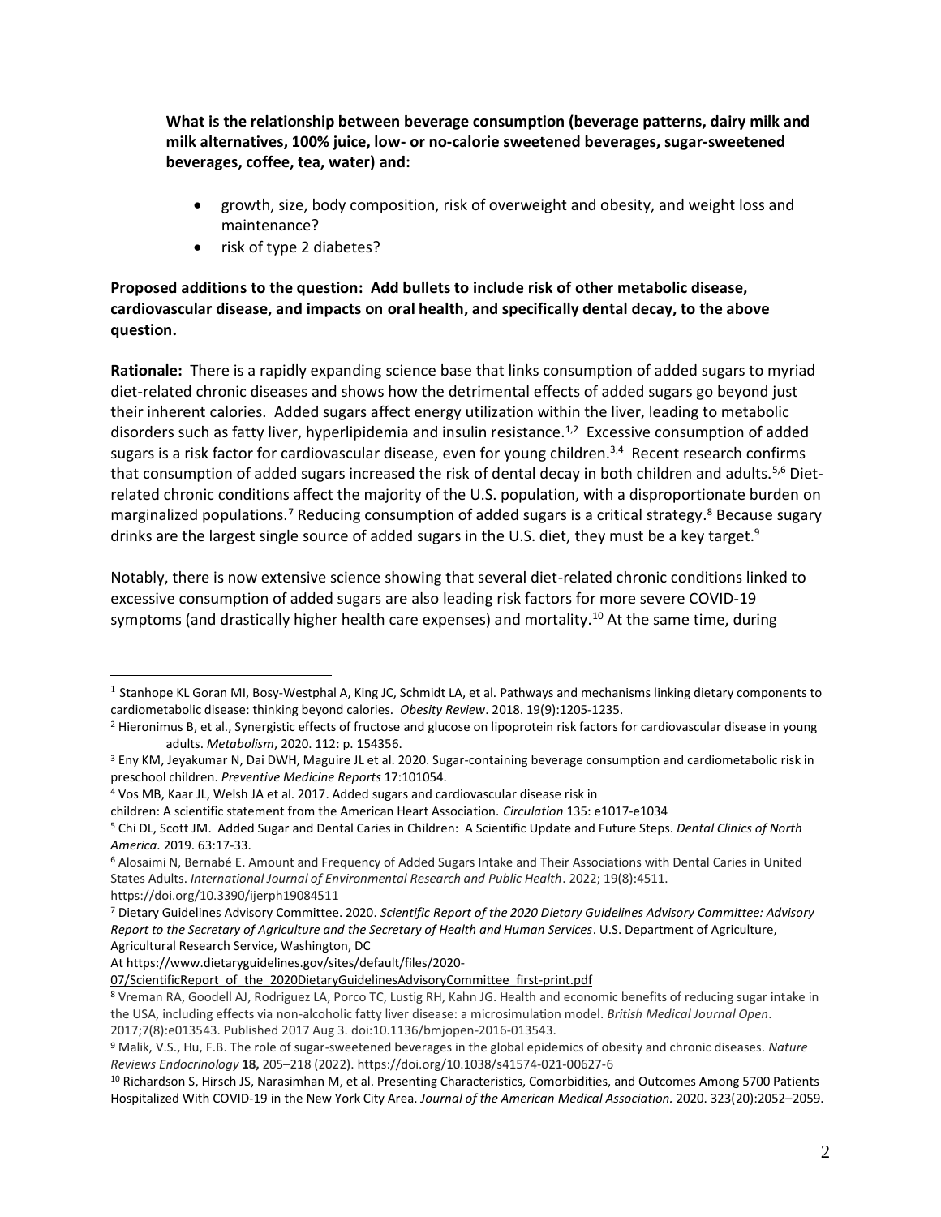**What is the relationship between beverage consumption (beverage patterns, dairy milk and milk alternatives, 100% juice, low- or no-calorie sweetened beverages, sugar-sweetened beverages, coffee, tea, water) and:**

- growth, size, body composition, risk of overweight and obesity, and weight loss and maintenance?
- risk of type 2 diabetes?

**Proposed additions to the question: Add bullets to include risk of other metabolic disease, cardiovascular disease, and impacts on oral health, and specifically dental decay, to the above question.**

**Rationale:** There is a rapidly expanding science base that links consumption of added sugars to myriad diet-related chronic diseases and shows how the detrimental effects of added sugars go beyond just their inherent calories. Added sugars affect energy utilization within the liver, leading to metabolic disorders such as fatty liver, hyperlipidemia and insulin resistance.[1,2] Excessive consumption of added sugars is a risk factor for cardiovascular disease, even for young children.[3,4] Recent research confirms that consumption of added sugars increased the risk of dental decay in both children and adults.[5,6] Diet-related chronic conditions affect the majority of the U.S. population, with a disproportionate burden on marginalized populations.[7] Reducing consumption of added sugars is a critical strategy.[8] Because sugary drinks are the largest single source of added sugars in the U.S. diet, they must be a key target.[9]

Notably, there is now extensive science showing that several diet-related chronic conditions linked to excessive consumption of added sugars are also leading risk factors for more severe COVID-19 symptoms (and drastically higher health care expenses) and mortality.[10] At the same time, during

---

[1] Stanhope KL Goran MI, Bosy-Westphal A, King JC, Schmidt LA, et al. Pathways and mechanisms linking dietary components to cardiometabolic disease: thinking beyond calories. *Obesity Review*. 2018. 19(9):1205-1235.

[2] Hieronimus B, et al., Synergistic effects of fructose and glucose on lipoprotein risk factors for cardiovascular disease in young adults. *Metabolism*, 2020. 112: p. 154356.

[3] Eny KM, Jeyakumar N, Dai DWH, Maguire JL et al. 2020. Sugar-containing beverage consumption and cardiometabolic risk in preschool children. *Preventive Medicine Reports* 17:101054.

[4] Vos MB, Kaar JL, Welsh JA et al. 2017. Added sugars and cardiovascular disease risk in children: A scientific statement from the American Heart Association. *Circulation* 135: e1017-e1034

[5] Chi DL, Scott JM. Added Sugar and Dental Caries in Children: A Scientific Update and Future Steps. *Dental Clinics of North America.* 2019. 63:17-33.

[6] Alosaimi N, Bernabé E. Amount and Frequency of Added Sugars Intake and Their Associations with Dental Caries in United States Adults. *International Journal of Environmental Research and Public Health*. 2022; 19(8):4511. https://doi.org/10.3390/ijerph19084511

[7] Dietary Guidelines Advisory Committee. 2020. *Scientific Report of the 2020 Dietary Guidelines Advisory Committee: Advisory Report to the Secretary of Agriculture and the Secretary of Health and Human Services*. U.S. Department of Agriculture, Agricultural Research Service, Washington, DC At https://www.dietaryguidelines.gov/sites/default/files/2020-07/ScientificReport_of_the_2020DietaryGuidelinesAdvisoryCommittee_first-print.pdf

[8] Vreman RA, Goodell AJ, Rodriguez LA, Porco TC, Lustig RH, Kahn JG. Health and economic benefits of reducing sugar intake in the USA, including effects via non-alcoholic fatty liver disease: a microsimulation model. *British Medical Journal Open*. 2017;7(8):e013543. Published 2017 Aug 3. doi:10.1136/bmjopen-2016-013543.

[9] Malik, V.S., Hu, F.B. The role of sugar-sweetened beverages in the global epidemics of obesity and chronic diseases. *Nature Reviews Endocrinology* **18,** 205–218 (2022). https://doi.org/10.1038/s41574-021-00627-6

[10] Richardson S, Hirsch JS, Narasimhan M, et al. Presenting Characteristics, Comorbidities, and Outcomes Among 5700 Patients Hospitalized With COVID-19 in the New York City Area. *Journal of the American Medical Association.* 2020. 323(20):2052–2059.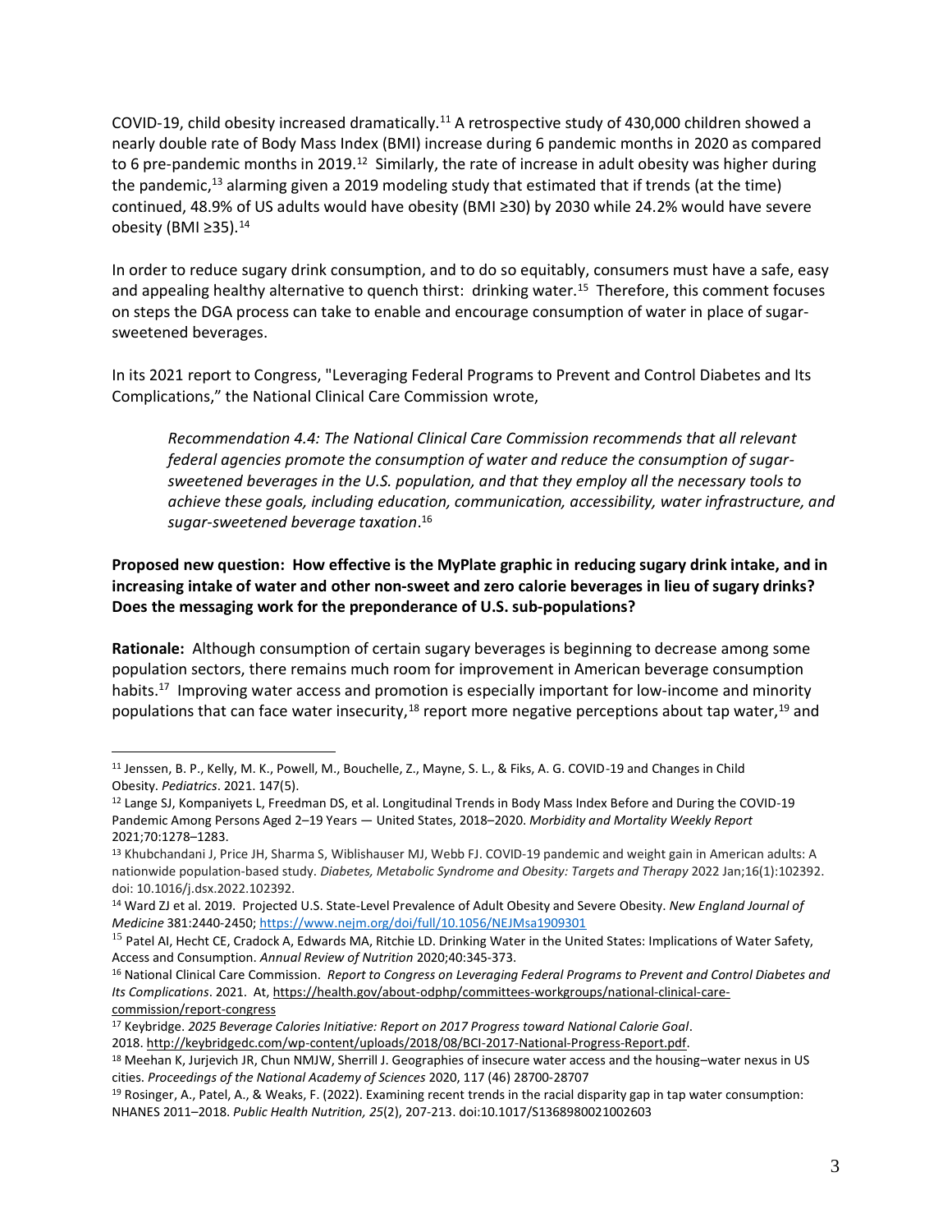COVID-19, child obesity increased dramatically.[11] A retrospective study of 430,000 children showed a nearly double rate of Body Mass Index (BMI) increase during 6 pandemic months in 2020 as compared to 6 pre-pandemic months in 2019.[12] Similarly, the rate of increase in adult obesity was higher during the pandemic,[13] alarming given a 2019 modeling study that estimated that if trends (at the time) continued, 48.9% of US adults would have obesity (BMI ≥30) by 2030 while 24.2% would have severe obesity (BMI ≥35).[14]

In order to reduce sugary drink consumption, and to do so equitably, consumers must have a safe, easy and appealing healthy alternative to quench thirst: drinking water.[15] Therefore, this comment focuses on steps the DGA process can take to enable and encourage consumption of water in place of sugar-sweetened beverages.

In its 2021 report to Congress, "Leveraging Federal Programs to Prevent and Control Diabetes and Its Complications," the National Clinical Care Commission wrote,

> *Recommendation 4.4: The National Clinical Care Commission recommends that all relevant federal agencies promote the consumption of water and reduce the consumption of sugar-sweetened beverages in the U.S. population, and that they employ all the necessary tools to achieve these goals, including education, communication, accessibility, water infrastructure, and sugar-sweetened beverage taxation*.[16]

**Proposed new question: How effective is the MyPlate graphic in reducing sugary drink intake, and in increasing intake of water and other non-sweet and zero calorie beverages in lieu of sugary drinks? Does the messaging work for the preponderance of U.S. sub-populations?**

**Rationale:** Although consumption of certain sugary beverages is beginning to decrease among some population sectors, there remains much room for improvement in American beverage consumption habits.[17] Improving water access and promotion is especially important for low-income and minority populations that can face water insecurity,[18] report more negative perceptions about tap water,[19] and

---

[11] Jenssen, B. P., Kelly, M. K., Powell, M., Bouchelle, Z., Mayne, S. L., & Fiks, A. G. COVID-19 and Changes in Child Obesity. *Pediatrics*. 2021. 147(5).

[12] Lange SJ, Kompaniyets L, Freedman DS, et al. Longitudinal Trends in Body Mass Index Before and During the COVID-19 Pandemic Among Persons Aged 2–19 Years — United States, 2018–2020. *Morbidity and Mortality Weekly Report* 2021;70:1278–1283.

[13] Khubchandani J, Price JH, Sharma S, Wiblishauser MJ, Webb FJ. COVID-19 pandemic and weight gain in American adults: A nationwide population-based study. *Diabetes, Metabolic Syndrome and Obesity: Targets and Therapy* 2022 Jan;16(1):102392. doi: 10.1016/j.dsx.2022.102392.

[14] Ward ZJ et al. 2019. Projected U.S. State-Level Prevalence of Adult Obesity and Severe Obesity. *New England Journal of Medicine* 381:2440-2450; https://www.nejm.org/doi/full/10.1056/NEJMsa1909301

[15] Patel AI, Hecht CE, Cradock A, Edwards MA, Ritchie LD. Drinking Water in the United States: Implications of Water Safety, Access and Consumption. *Annual Review of Nutrition* 2020;40:345-373.

[16] National Clinical Care Commission. *Report to Congress on Leveraging Federal Programs to Prevent and Control Diabetes and Its Complications*. 2021. At, https://health.gov/about-odphp/committees-workgroups/national-clinical-care-commission/report-congress

[17] Keybridge. *2025 Beverage Calories Initiative: Report on 2017 Progress toward National Calorie Goal*. 2018. http://keybridgedc.com/wp-content/uploads/2018/08/BCI-2017-National-Progress-Report.pdf.

[18] Meehan K, Jurjevich JR, Chun NMJW, Sherrill J. Geographies of insecure water access and the housing–water nexus in US cities. *Proceedings of the National Academy of Sciences* 2020, 117 (46) 28700-28707

[19] Rosinger, A., Patel, A., & Weaks, F. (2022). Examining recent trends in the racial disparity gap in tap water consumption: NHANES 2011–2018. *Public Health Nutrition, 25*(2), 207-213. doi:10.1017/S1368980021002603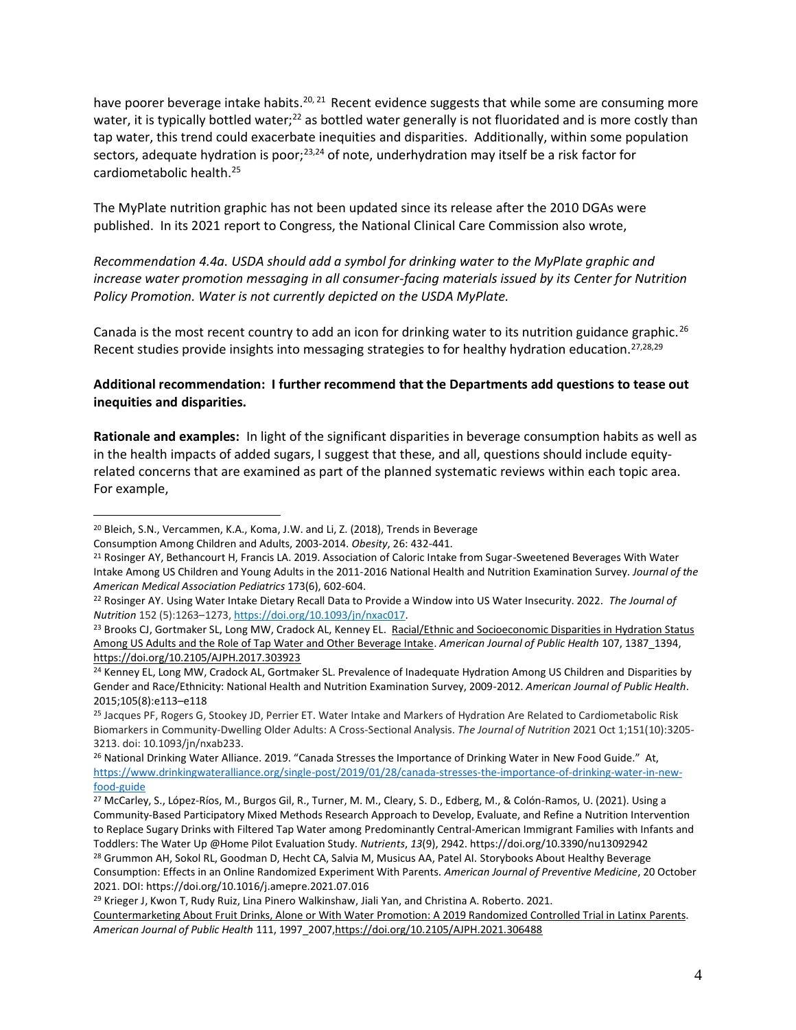have poorer beverage intake habits.[20, 21] Recent evidence suggests that while some are consuming more water, it is typically bottled water;[22] as bottled water generally is not fluoridated and is more costly than tap water, this trend could exacerbate inequities and disparities. Additionally, within some population sectors, adequate hydration is poor;[23,24] of note, underhydration may itself be a risk factor for cardiometabolic health.[25]

The MyPlate nutrition graphic has not been updated since its release after the 2010 DGAs were published. In its 2021 report to Congress, the National Clinical Care Commission also wrote,

*Recommendation 4.4a. USDA should add a symbol for drinking water to the MyPlate graphic and increase water promotion messaging in all consumer-facing materials issued by its Center for Nutrition Policy Promotion. Water is not currently depicted on the USDA MyPlate.*

Canada is the most recent country to add an icon for drinking water to its nutrition guidance graphic.[26] Recent studies provide insights into messaging strategies to for healthy hydration education.[27,28,29]

**Additional recommendation: I further recommend that the Departments add questions to tease out inequities and disparities.**

**Rationale and examples:** In light of the significant disparities in beverage consumption habits as well as in the health impacts of added sugars, I suggest that these, and all, questions should include equity-related concerns that are examined as part of the planned systematic reviews within each topic area. For example,

---

[20] Bleich, S.N., Vercammen, K.A., Koma, J.W. and Li, Z. (2018), Trends in Beverage Consumption Among Children and Adults, 2003-2014. *Obesity*, 26: 432-441.

[21] Rosinger AY, Bethancourt H, Francis LA. 2019. Association of Caloric Intake from Sugar-Sweetened Beverages With Water Intake Among US Children and Young Adults in the 2011-2016 National Health and Nutrition Examination Survey. *Journal of the American Medical Association Pediatrics* 173(6), 602-604.

[22] Rosinger AY. Using Water Intake Dietary Recall Data to Provide a Window into US Water Insecurity. 2022. *The Journal of Nutrition* 152 (5):1263–1273, https://doi.org/10.1093/jn/nxac017.

[23] Brooks CJ, Gortmaker SL, Long MW, Cradock AL, Kenney EL. Racial/Ethnic and Socioeconomic Disparities in Hydration Status Among US Adults and the Role of Tap Water and Other Beverage Intake. *American Journal of Public Health* 107, 1387_1394, https://doi.org/10.2105/AJPH.2017.303923

[24] Kenney EL, Long MW, Cradock AL, Gortmaker SL. Prevalence of Inadequate Hydration Among US Children and Disparities by Gender and Race/Ethnicity: National Health and Nutrition Examination Survey, 2009-2012. *American Journal of Public Health*. 2015;105(8):e113–e118

[25] Jacques PF, Rogers G, Stookey JD, Perrier ET. Water Intake and Markers of Hydration Are Related to Cardiometabolic Risk Biomarkers in Community-Dwelling Older Adults: A Cross-Sectional Analysis. *The Journal of Nutrition* 2021 Oct 1;151(10):3205-3213. doi: 10.1093/jn/nxab233.

[26] National Drinking Water Alliance. 2019. "Canada Stresses the Importance of Drinking Water in New Food Guide." At, https://www.drinkingwateralliance.org/single-post/2019/01/28/canada-stresses-the-importance-of-drinking-water-in-new-food-guide

[27] McCarley, S., López-Ríos, M., Burgos Gil, R., Turner, M. M., Cleary, S. D., Edberg, M., & Colón-Ramos, U. (2021). Using a Community-Based Participatory Mixed Methods Research Approach to Develop, Evaluate, and Refine a Nutrition Intervention to Replace Sugary Drinks with Filtered Tap Water among Predominantly Central-American Immigrant Families with Infants and Toddlers: The Water Up @Home Pilot Evaluation Study. *Nutrients*, *13*(9), 2942. https://doi.org/10.3390/nu13092942

[28] Grummon AH, Sokol RL, Goodman D, Hecht CA, Salvia M, Musicus AA, Patel AI. Storybooks About Healthy Beverage Consumption: Effects in an Online Randomized Experiment With Parents. *American Journal of Preventive Medicine*, 20 October 2021. DOI: https://doi.org/10.1016/j.amepre.2021.07.016

[29] Krieger J, Kwon T, Rudy Ruiz, Lina Pinero Walkinshaw, Jiali Yan, and Christina A. Roberto. 2021. Countermarketing About Fruit Drinks, Alone or With Water Promotion: A 2019 Randomized Controlled Trial in Latinx Parents. *American Journal of Public Health* 111, 1997_2007,https://doi.org/10.2105/AJPH.2021.306488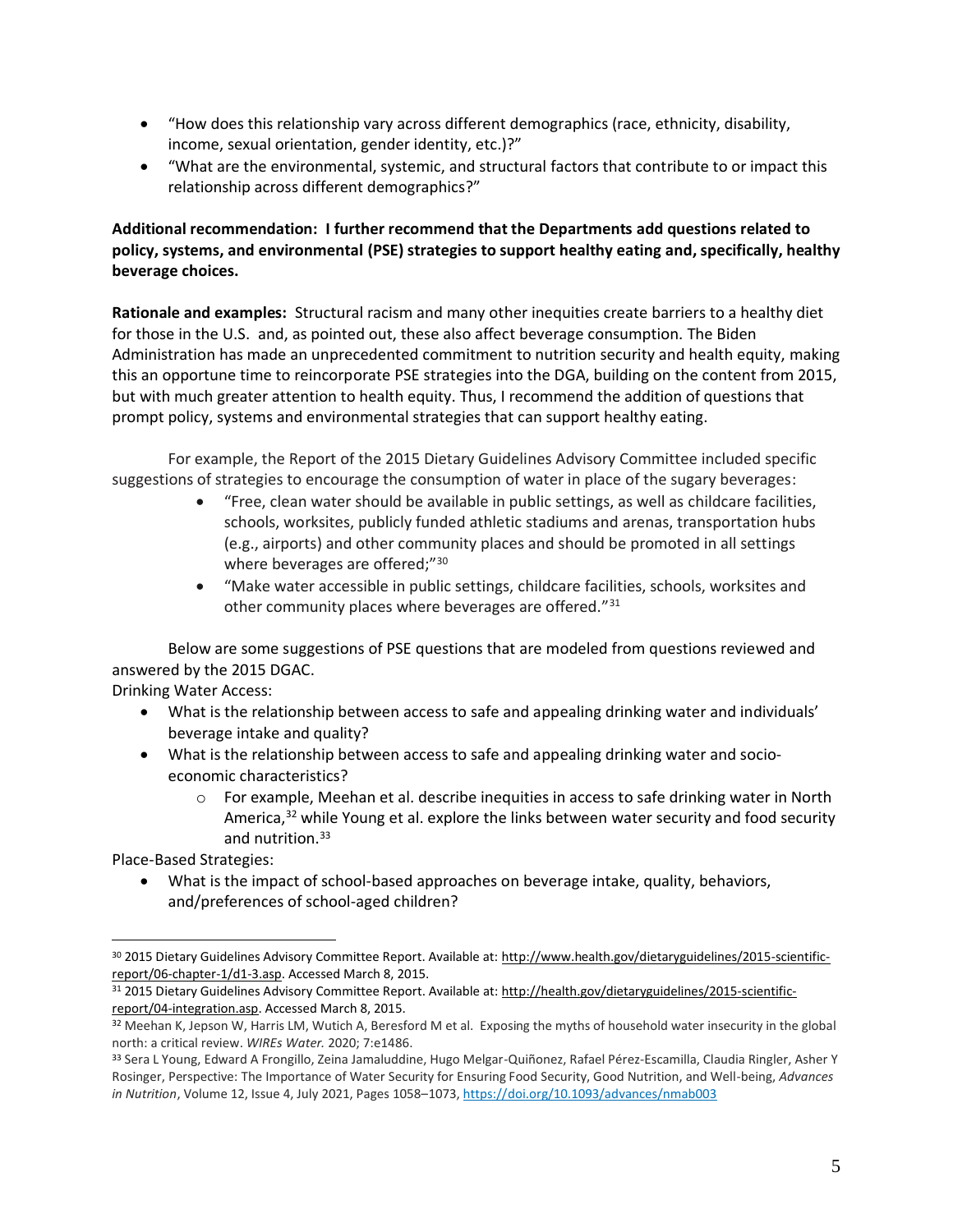- "How does this relationship vary across different demographics (race, ethnicity, disability, income, sexual orientation, gender identity, etc.)?"
- "What are the environmental, systemic, and structural factors that contribute to or impact this relationship across different demographics?"

**Additional recommendation: I further recommend that the Departments add questions related to policy, systems, and environmental (PSE) strategies to support healthy eating and, specifically, healthy beverage choices.**

**Rationale and examples:** Structural racism and many other inequities create barriers to a healthy diet for those in the U.S. and, as pointed out, these also affect beverage consumption. The Biden Administration has made an unprecedented commitment to nutrition security and health equity, making this an opportune time to reincorporate PSE strategies into the DGA, building on the content from 2015, but with much greater attention to health equity. Thus, I recommend the addition of questions that prompt policy, systems and environmental strategies that can support healthy eating.

For example, the Report of the 2015 Dietary Guidelines Advisory Committee included specific suggestions of strategies to encourage the consumption of water in place of the sugary beverages:

- "Free, clean water should be available in public settings, as well as childcare facilities, schools, worksites, publicly funded athletic stadiums and arenas, transportation hubs (e.g., airports) and other community places and should be promoted in all settings where beverages are offered;"[30]
- "Make water accessible in public settings, childcare facilities, schools, worksites and other community places where beverages are offered."[31]

Below are some suggestions of PSE questions that are modeled from questions reviewed and answered by the 2015 DGAC.

Drinking Water Access:

- What is the relationship between access to safe and appealing drinking water and individuals' beverage intake and quality?
- What is the relationship between access to safe and appealing drinking water and socio-economic characteristics?
    - For example, Meehan et al. describe inequities in access to safe drinking water in North America,[32] while Young et al. explore the links between water security and food security and nutrition.[33]

Place-Based Strategies:

- What is the impact of school-based approaches on beverage intake, quality, behaviors, and/preferences of school-aged children?

---

[30] 2015 Dietary Guidelines Advisory Committee Report. Available at: http://www.health.gov/dietaryguidelines/2015-scientific-report/06-chapter-1/d1-3.asp. Accessed March 8, 2015.

[31] 2015 Dietary Guidelines Advisory Committee Report. Available at: http://health.gov/dietaryguidelines/2015-scientific-report/04-integration.asp. Accessed March 8, 2015.

[32] Meehan K, Jepson W, Harris LM, Wutich A, Beresford M et al. Exposing the myths of household water insecurity in the global north: a critical review. *WIREs Water.* 2020; 7:e1486.

[33] Sera L Young, Edward A Frongillo, Zeina Jamaluddine, Hugo Melgar-Quiñonez, Rafael Pérez-Escamilla, Claudia Ringler, Asher Y Rosinger, Perspective: The Importance of Water Security for Ensuring Food Security, Good Nutrition, and Well-being, *Advances in Nutrition*, Volume 12, Issue 4, July 2021, Pages 1058–1073, https://doi.org/10.1093/advances/nmab003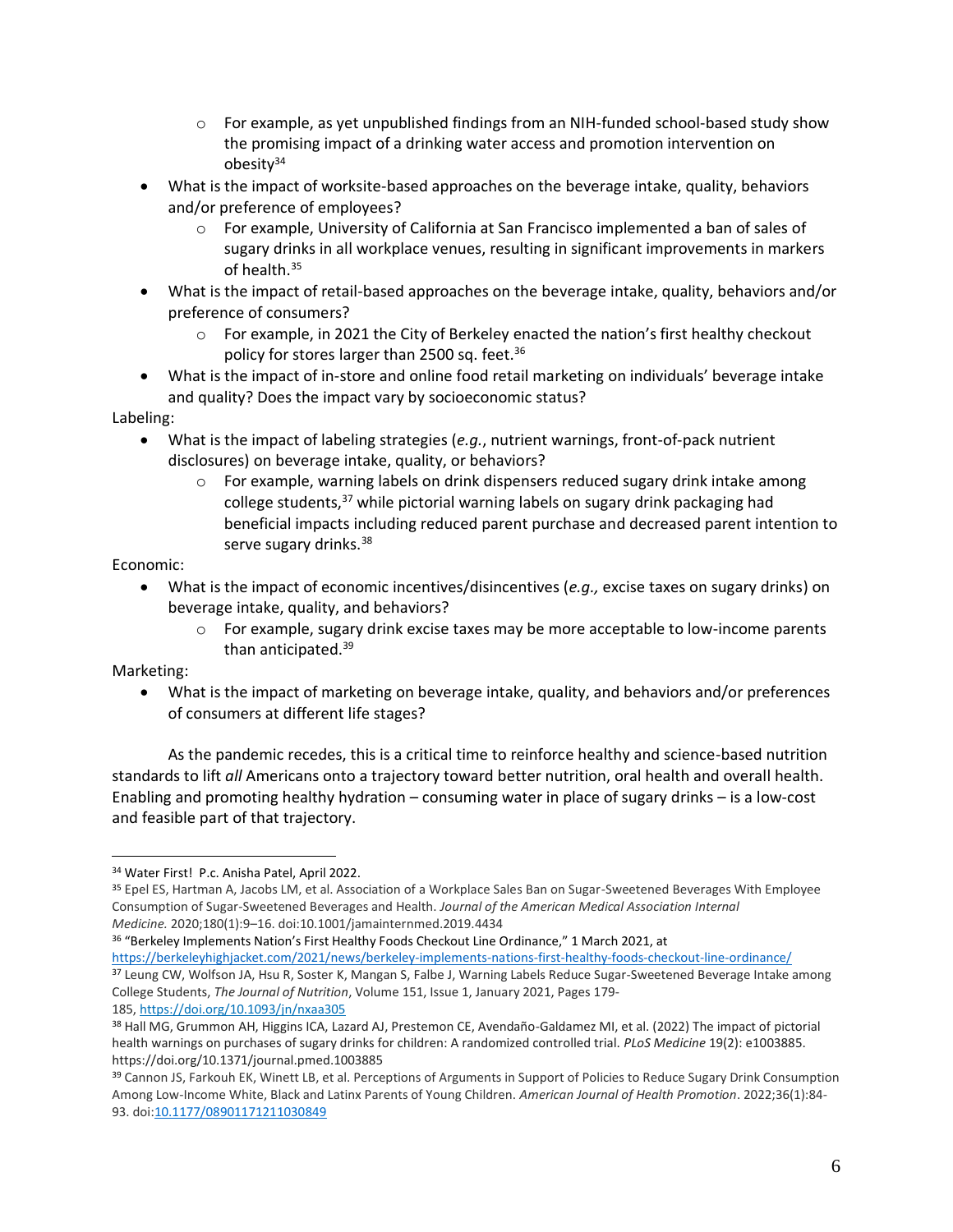- For example, as yet unpublished findings from an NIH-funded school-based study show the promising impact of a drinking water access and promotion intervention on obesity[34]
- What is the impact of worksite-based approaches on the beverage intake, quality, behaviors and/or preference of employees?
    - For example, University of California at San Francisco implemented a ban of sales of sugary drinks in all workplace venues, resulting in significant improvements in markers of health.[35]
- What is the impact of retail-based approaches on the beverage intake, quality, behaviors and/or preference of consumers?
    - For example, in 2021 the City of Berkeley enacted the nation's first healthy checkout policy for stores larger than 2500 sq. feet.[36]
- What is the impact of in-store and online food retail marketing on individuals' beverage intake and quality? Does the impact vary by socioeconomic status?

Labeling:

- What is the impact of labeling strategies (*e.g.*, nutrient warnings, front-of-pack nutrient disclosures) on beverage intake, quality, or behaviors?
    - For example, warning labels on drink dispensers reduced sugary drink intake among college students,[37] while pictorial warning labels on sugary drink packaging had beneficial impacts including reduced parent purchase and decreased parent intention to serve sugary drinks.[38]

Economic:

- What is the impact of economic incentives/disincentives (*e.g.,* excise taxes on sugary drinks) on beverage intake, quality, and behaviors?
    - For example, sugary drink excise taxes may be more acceptable to low-income parents than anticipated.[39]

Marketing:

- What is the impact of marketing on beverage intake, quality, and behaviors and/or preferences of consumers at different life stages?

As the pandemic recedes, this is a critical time to reinforce healthy and science-based nutrition standards to lift *all* Americans onto a trajectory toward better nutrition, oral health and overall health. Enabling and promoting healthy hydration – consuming water in place of sugary drinks – is a low-cost and feasible part of that trajectory.

---

[34] Water First! P.c. Anisha Patel, April 2022.

[35] Epel ES, Hartman A, Jacobs LM, et al. Association of a Workplace Sales Ban on Sugar-Sweetened Beverages With Employee Consumption of Sugar-Sweetened Beverages and Health. *Journal of the American Medical Association Internal Medicine.* 2020;180(1):9–16. doi:10.1001/jamainternmed.2019.4434

[36] "Berkeley Implements Nation's First Healthy Foods Checkout Line Ordinance," 1 March 2021, at https://berkeleyhighjacket.com/2021/news/berkeley-implements-nations-first-healthy-foods-checkout-line-ordinance/

[37] Leung CW, Wolfson JA, Hsu R, Soster K, Mangan S, Falbe J, Warning Labels Reduce Sugar-Sweetened Beverage Intake among College Students, *The Journal of Nutrition*, Volume 151, Issue 1, January 2021, Pages 179-185, https://doi.org/10.1093/jn/nxaa305

[38] Hall MG, Grummon AH, Higgins ICA, Lazard AJ, Prestemon CE, Avendaño-Galdamez MI, et al. (2022) The impact of pictorial health warnings on purchases of sugary drinks for children: A randomized controlled trial. *PLoS Medicine* 19(2): e1003885. https://doi.org/10.1371/journal.pmed.1003885

[39] Cannon JS, Farkouh EK, Winett LB, et al. Perceptions of Arguments in Support of Policies to Reduce Sugary Drink Consumption Among Low-Income White, Black and Latinx Parents of Young Children. *American Journal of Health Promotion*. 2022;36(1):84-93. doi:10.1177/08901171211030849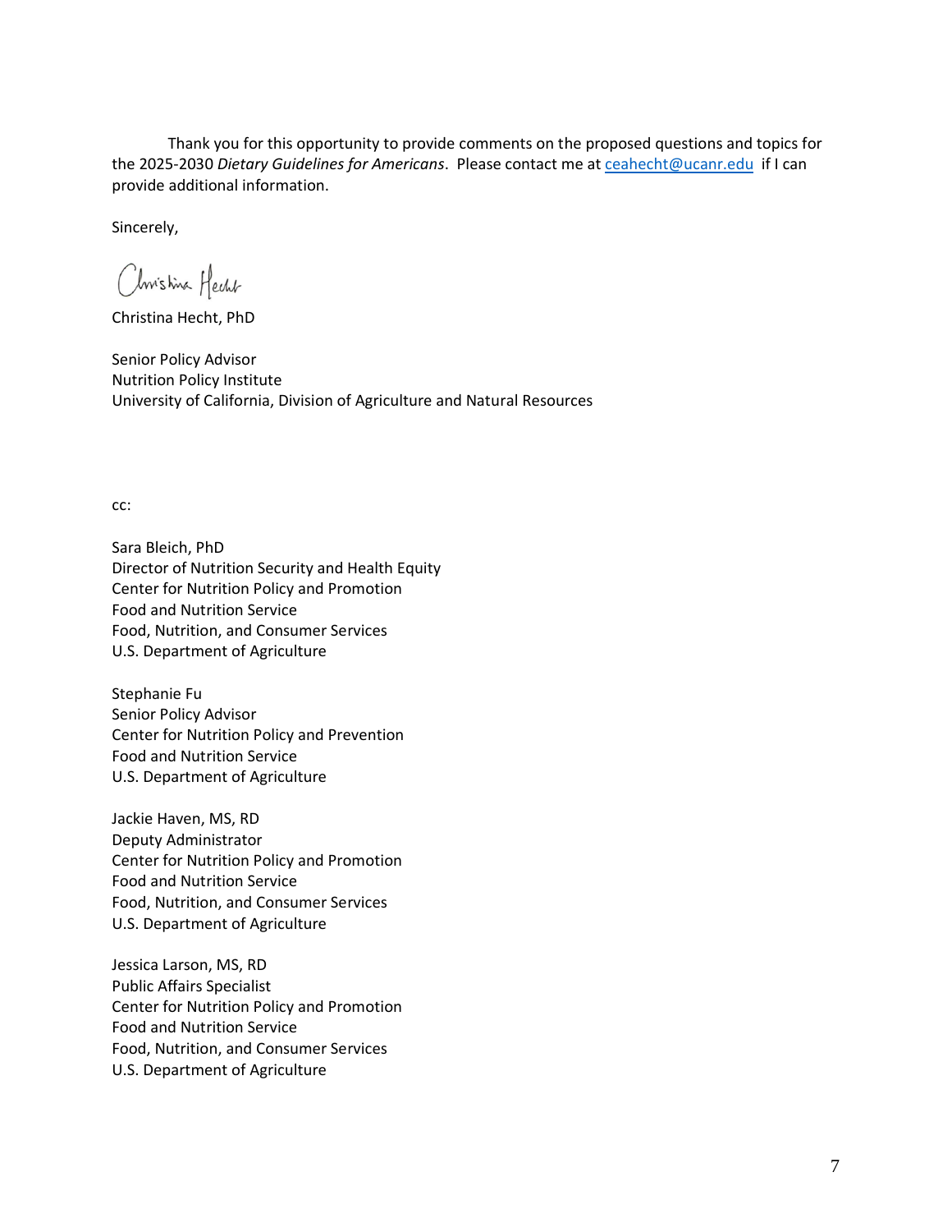Thank you for this opportunity to provide comments on the proposed questions and topics for the 2025-2030 *Dietary Guidelines for Americans*. Please contact me at [ceahecht@ucanr.edu](mailto:ceahecht@ucanr.edu) if I can provide additional information.

Sincerely,

Christina Hecht, PhD

Senior Policy Advisor
Nutrition Policy Institute
University of California, Division of Agriculture and Natural Resources

cc:

Sara Bleich, PhD
Director of Nutrition Security and Health Equity
Center for Nutrition Policy and Promotion
Food and Nutrition Service
Food, Nutrition, and Consumer Services
U.S. Department of Agriculture

Stephanie Fu
Senior Policy Advisor
Center for Nutrition Policy and Prevention
Food and Nutrition Service
U.S. Department of Agriculture

Jackie Haven, MS, RD
Deputy Administrator
Center for Nutrition Policy and Promotion
Food and Nutrition Service
Food, Nutrition, and Consumer Services
U.S. Department of Agriculture

Jessica Larson, MS, RD
Public Affairs Specialist
Center for Nutrition Policy and Promotion
Food and Nutrition Service
Food, Nutrition, and Consumer Services
U.S. Department of Agriculture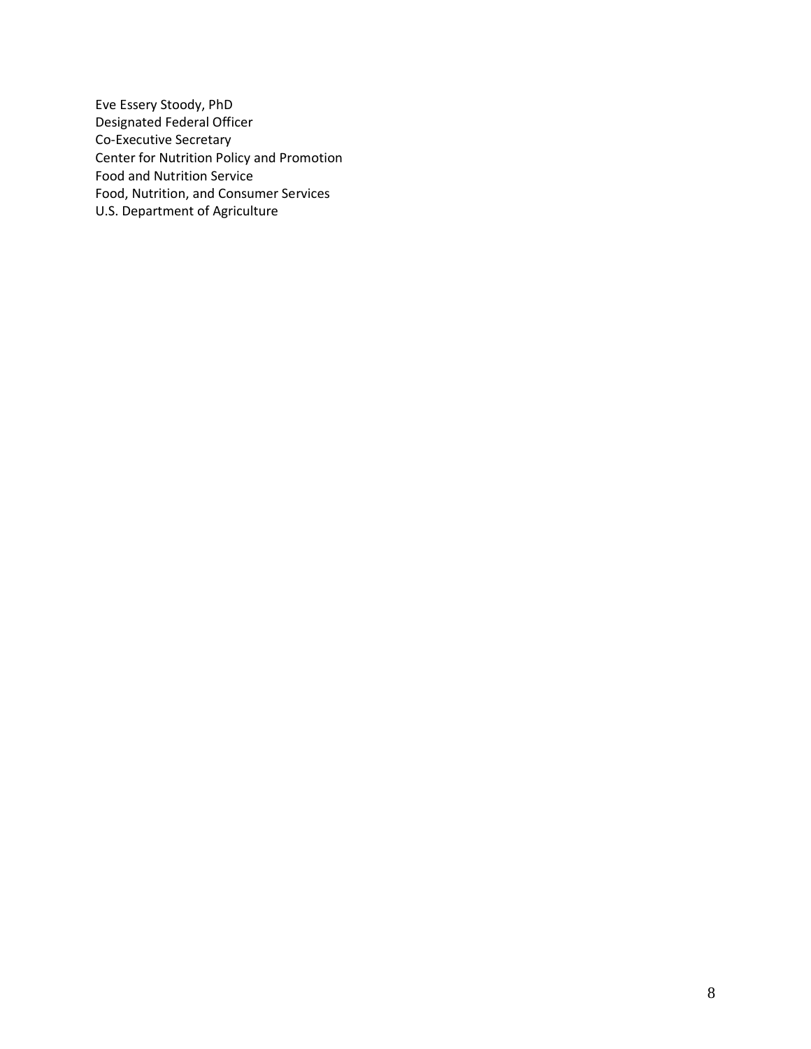Eve Essery Stoody, PhD
Designated Federal Officer
Co-Executive Secretary
Center for Nutrition Policy and Promotion
Food and Nutrition Service
Food, Nutrition, and Consumer Services
U.S. Department of Agriculture